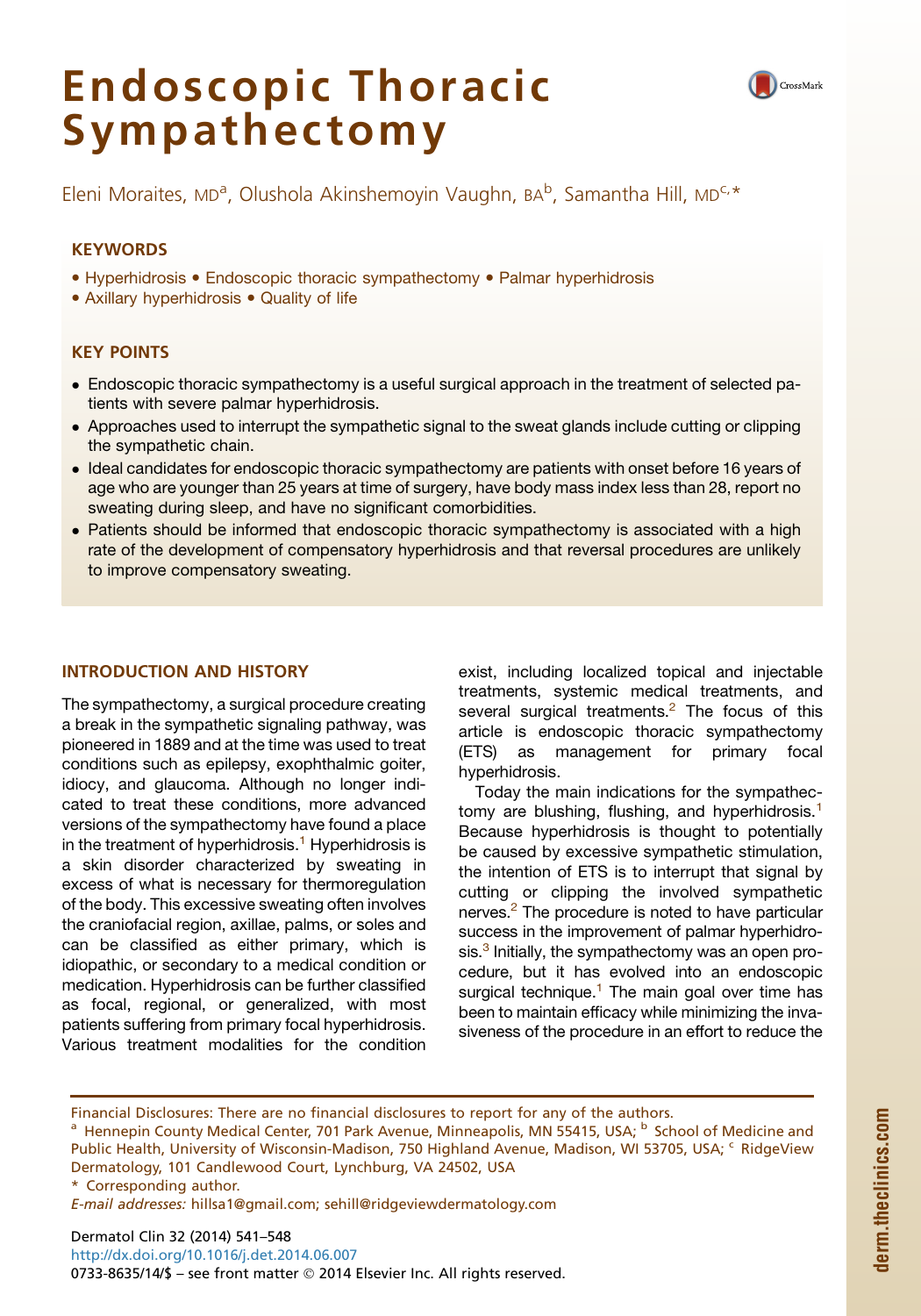# Endoscopic Thoracic Sympathectomy

Eleni Moraites, MD[a], Olushola Akinshemoyin Vaughn, BA[b], Samantha Hill, MD[c,*]

## KEYWORDS

- Hyperhidrosis • Endoscopic thoracic sympathectomy • Palmar hyperhidrosis
- Axillary hyperhidrosis • Quality of life

## KEY POINTS

- Endoscopic thoracic sympathectomy is a useful surgical approach in the treatment of selected patients with severe palmar hyperhidrosis.
- Approaches used to interrupt the sympathetic signal to the sweat glands include cutting or clipping the sympathetic chain.
- Ideal candidates for endoscopic thoracic sympathectomy are patients with onset before 16 years of age who are younger than 25 years at time of surgery, have body mass index less than 28, report no sweating during sleep, and have no significant comorbidities.
- Patients should be informed that endoscopic thoracic sympathectomy is associated with a high rate of the development of compensatory hyperhidrosis and that reversal procedures are unlikely to improve compensatory sweating.

## INTRODUCTION AND HISTORY

The sympathectomy, a surgical procedure creating a break in the sympathetic signaling pathway, was pioneered in 1889 and at the time was used to treat conditions such as epilepsy, exophthalmic goiter, idiocy, and glaucoma. Although no longer indicated to treat these conditions, more advanced versions of the sympathectomy have found a place in the treatment of hyperhidrosis.[1] Hyperhidrosis is a skin disorder characterized by sweating in excess of what is necessary for thermoregulation of the body. This excessive sweating often involves the craniofacial region, axillae, palms, or soles and can be classified as either primary, which is idiopathic, or secondary to a medical condition or medication. Hyperhidrosis can be further classified as focal, regional, or generalized, with most patients suffering from primary focal hyperhidrosis. Various treatment modalities for the condition exist, including localized topical and injectable treatments, systemic medical treatments, and several surgical treatments.[2] The focus of this article is endoscopic thoracic sympathectomy (ETS) as management for primary focal hyperhidrosis.

Today the main indications for the sympathectomy are blushing, flushing, and hyperhidrosis.[1] Because hyperhidrosis is thought to potentially be caused by excessive sympathetic stimulation, the intention of ETS is to interrupt that signal by cutting or clipping the involved sympathetic nerves.[2] The procedure is noted to have particular success in the improvement of palmar hyperhidrosis.[3] Initially, the sympathectomy was an open procedure, but it has evolved into an endoscopic surgical technique.[1] The main goal over time has been to maintain efficacy while minimizing the invasiveness of the procedure in an effort to reduce the

Financial Disclosures: There are no financial disclosures to report for any of the authors.

[a] Hennepin County Medical Center, 701 Park Avenue, Minneapolis, MN 55415, USA; [b] School of Medicine and Public Health, University of Wisconsin-Madison, 750 Highland Avenue, Madison, WI 53705, USA; [c] RidgeView Dermatology, 101 Candlewood Court, Lynchburg, VA 24502, USA

\* Corresponding author.

*E-mail addresses:* hillsa1@gmail.com; sehill@ridgeviewdermatology.com

http://dx.doi.org/10.1016/j.det.2014.06.007

0733-8635/14/$ – see front matter © 2014 Elsevier Inc. All rights reserved.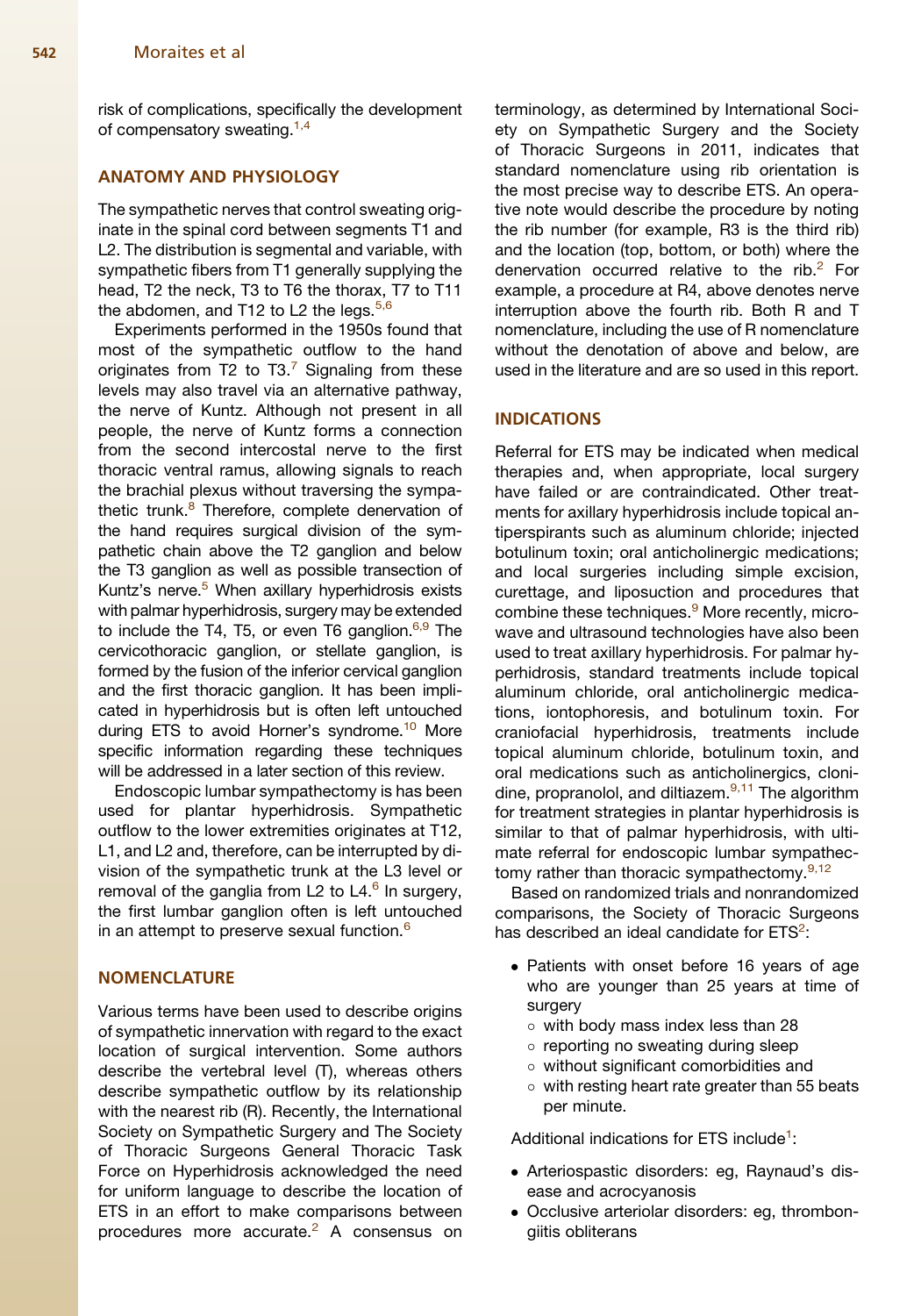risk of complications, specifically the development of compensatory sweating.[1,4]

## ANATOMY AND PHYSIOLOGY

The sympathetic nerves that control sweating originate in the spinal cord between segments T1 and L2. The distribution is segmental and variable, with sympathetic fibers from T1 generally supplying the head, T2 the neck, T3 to T6 the thorax, T7 to T11 the abdomen, and T12 to L2 the legs.[5,6]

Experiments performed in the 1950s found that most of the sympathetic outflow to the hand originates from T2 to T3.[7] Signaling from these levels may also travel via an alternative pathway, the nerve of Kuntz. Although not present in all people, the nerve of Kuntz forms a connection from the second intercostal nerve to the first thoracic ventral ramus, allowing signals to reach the brachial plexus without traversing the sympathetic trunk.[8] Therefore, complete denervation of the hand requires surgical division of the sympathetic chain above the T2 ganglion and below the T3 ganglion as well as possible transection of Kuntz's nerve.[5] When axillary hyperhidrosis exists with palmar hyperhidrosis, surgery may be extended to include the T4, T5, or even T6 ganglion.[6,9] The cervicothoracic ganglion, or stellate ganglion, is formed by the fusion of the inferior cervical ganglion and the first thoracic ganglion. It has been implicated in hyperhidrosis but is often left untouched during ETS to avoid Horner's syndrome.[10] More specific information regarding these techniques will be addressed in a later section of this review.

Endoscopic lumbar sympathectomy is has been used for plantar hyperhidrosis. Sympathetic outflow to the lower extremities originates at T12, L1, and L2 and, therefore, can be interrupted by division of the sympathetic trunk at the L3 level or removal of the ganglia from L2 to L4.[6] In surgery, the first lumbar ganglion often is left untouched in an attempt to preserve sexual function.[6]

## NOMENCLATURE

Various terms have been used to describe origins of sympathetic innervation with regard to the exact location of surgical intervention. Some authors describe the vertebral level (T), whereas others describe sympathetic outflow by its relationship with the nearest rib (R). Recently, the International Society on Sympathetic Surgery and The Society of Thoracic Surgeons General Thoracic Task Force on Hyperhidrosis acknowledged the need for uniform language to describe the location of ETS in an effort to make comparisons between procedures more accurate.[2] A consensus on terminology, as determined by International Society on Sympathetic Surgery and the Society of Thoracic Surgeons in 2011, indicates that standard nomenclature using rib orientation is the most precise way to describe ETS. An operative note would describe the procedure by noting the rib number (for example, R3 is the third rib) and the location (top, bottom, or both) where the denervation occurred relative to the rib.[2] For example, a procedure at R4, above denotes nerve interruption above the fourth rib. Both R and T nomenclature, including the use of R nomenclature without the denotation of above and below, are used in the literature and are so used in this report.

## INDICATIONS

Referral for ETS may be indicated when medical therapies and, when appropriate, local surgery have failed or are contraindicated. Other treatments for axillary hyperhidrosis include topical antiperspirants such as aluminum chloride; injected botulinum toxin; oral anticholinergic medications; and local surgeries including simple excision, curettage, and liposuction and procedures that combine these techniques.[9] More recently, microwave and ultrasound technologies have also been used to treat axillary hyperhidrosis. For palmar hyperhidrosis, standard treatments include topical aluminum chloride, oral anticholinergic medications, iontophoresis, and botulinum toxin. For craniofacial hyperhidrosis, treatments include topical aluminum chloride, botulinum toxin, and oral medications such as anticholinergics, clonidine, propranolol, and diltiazem.[9,11] The algorithm for treatment strategies in plantar hyperhidrosis is similar to that of palmar hyperhidrosis, with ultimate referral for endoscopic lumbar sympathectomy rather than thoracic sympathectomy.[9,12]

Based on randomized trials and nonrandomized comparisons, the Society of Thoracic Surgeons has described an ideal candidate for ETS[2]:

- Patients with onset before 16 years of age who are younger than 25 years at time of surgery
  - with body mass index less than 28
  - reporting no sweating during sleep
  - without significant comorbidities and
  - with resting heart rate greater than 55 beats per minute.

Additional indications for ETS include[1]:

- Arteriospastic disorders: eg, Raynaud's disease and acrocyanosis
- Occlusive arteriolar disorders: eg, thrombongiitis obliterans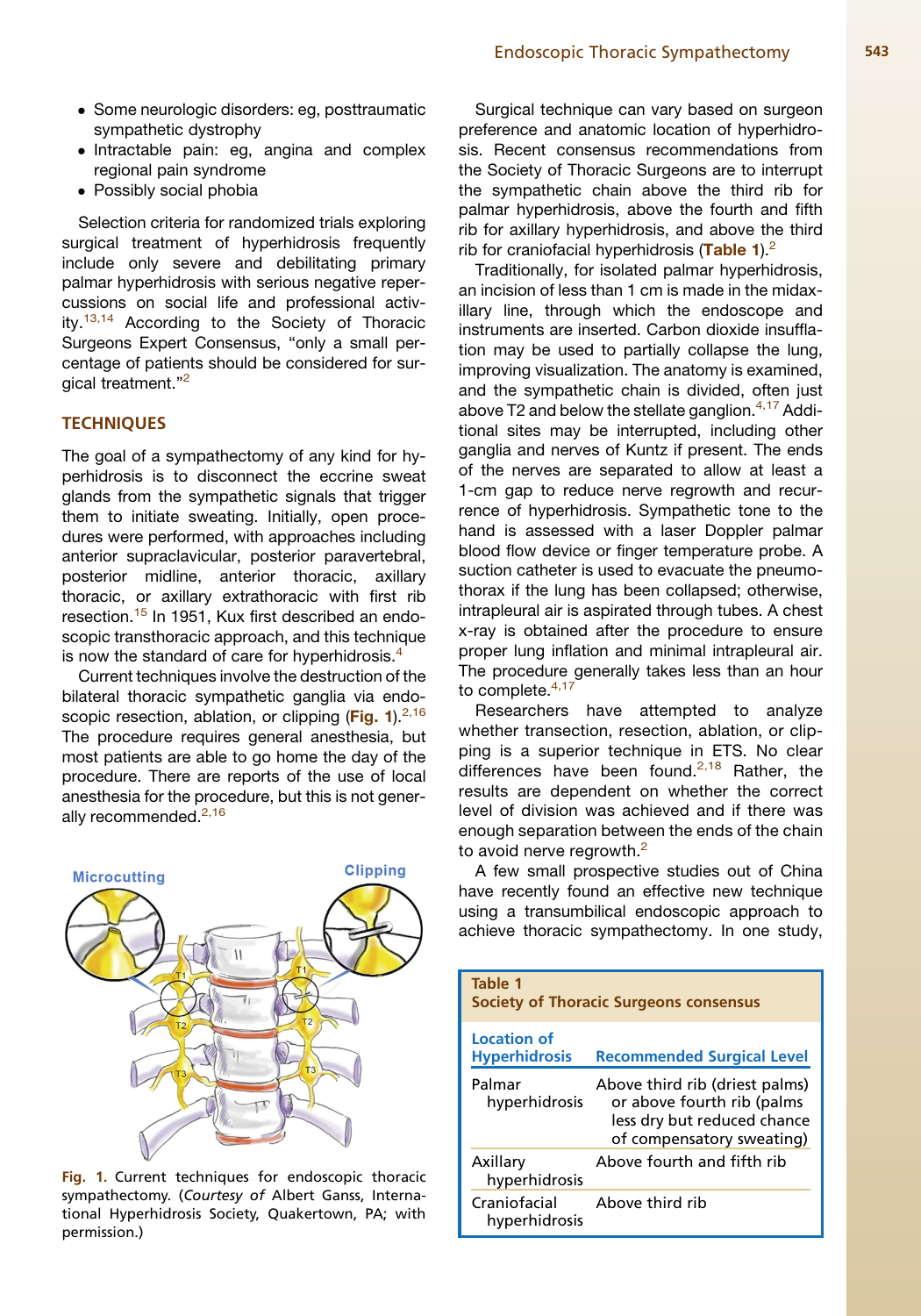- Some neurologic disorders: eg, posttraumatic sympathetic dystrophy
- Intractable pain: eg, angina and complex regional pain syndrome
- Possibly social phobia

Selection criteria for randomized trials exploring surgical treatment of hyperhidrosis frequently include only severe and debilitating primary palmar hyperhidrosis with serious negative repercussions on social life and professional activity.[13,14] According to the Society of Thoracic Surgeons Expert Consensus, "only a small percentage of patients should be considered for surgical treatment."[2]

## TECHNIQUES

The goal of a sympathectomy of any kind for hyperhidrosis is to disconnect the eccrine sweat glands from the sympathetic signals that trigger them to initiate sweating. Initially, open procedures were performed, with approaches including anterior supraclavicular, posterior paravertebral, posterior midline, anterior thoracic, axillary thoracic, or axillary extrathoracic with first rib resection.[15] In 1951, Kux first described an endoscopic transthoracic approach, and this technique is now the standard of care for hyperhidrosis.[4]

Current techniques involve the destruction of the bilateral thoracic sympathetic ganglia via endoscopic resection, ablation, or clipping (**Fig. 1**).[2,16] The procedure requires general anesthesia, but most patients are able to go home the day of the procedure. There are reports of the use of local anesthesia for the procedure, but this is not generally recommended.[2,16]

**Fig. 1.** Current techniques for endoscopic thoracic sympathectomy. (*Courtesy of* Albert Ganss, International Hyperhidrosis Society, Quakertown, PA; with permission.)

Surgical technique can vary based on surgeon preference and anatomic location of hyperhidrosis. Recent consensus recommendations from the Society of Thoracic Surgeons are to interrupt the sympathetic chain above the third rib for palmar hyperhidrosis, above the fourth and fifth rib for axillary hyperhidrosis, and above the third rib for craniofacial hyperhidrosis (**Table 1**).[2]

Traditionally, for isolated palmar hyperhidrosis, an incision of less than 1 cm is made in the midaxillary line, through which the endoscope and instruments are inserted. Carbon dioxide insufflation may be used to partially collapse the lung, improving visualization. The anatomy is examined, and the sympathetic chain is divided, often just above T2 and below the stellate ganglion.[4,17] Additional sites may be interrupted, including other ganglia and nerves of Kuntz if present. The ends of the nerves are separated to allow at least a 1-cm gap to reduce nerve regrowth and recurrence of hyperhidrosis. Sympathetic tone to the hand is assessed with a laser Doppler palmar blood flow device or finger temperature probe. A suction catheter is used to evacuate the pneumothorax if the lung has been collapsed; otherwise, intrapleural air is aspirated through tubes. A chest x-ray is obtained after the procedure to ensure proper lung inflation and minimal intrapleural air. The procedure generally takes less than an hour to complete.[4,17]

Researchers have attempted to analyze whether transection, resection, ablation, or clipping is a superior technique in ETS. No clear differences have been found.[2,18] Rather, the results are dependent on whether the correct level of division was achieved and if there was enough separation between the ends of the chain to avoid nerve regrowth.[2]

A few small prospective studies out of China have recently found an effective new technique using a transumbilical endoscopic approach to achieve thoracic sympathectomy. In one study,

**Table 1**
**Society of Thoracic Surgeons consensus**

| Location of Hyperhidrosis | Recommended Surgical Level |
|---|---|
| Palmar hyperhidrosis | Above third rib (driest palms) or above fourth rib (palms less dry but reduced chance of compensatory sweating) |
| Axillary hyperhidrosis | Above fourth and fifth rib |
| Craniofacial hyperhidrosis | Above third rib |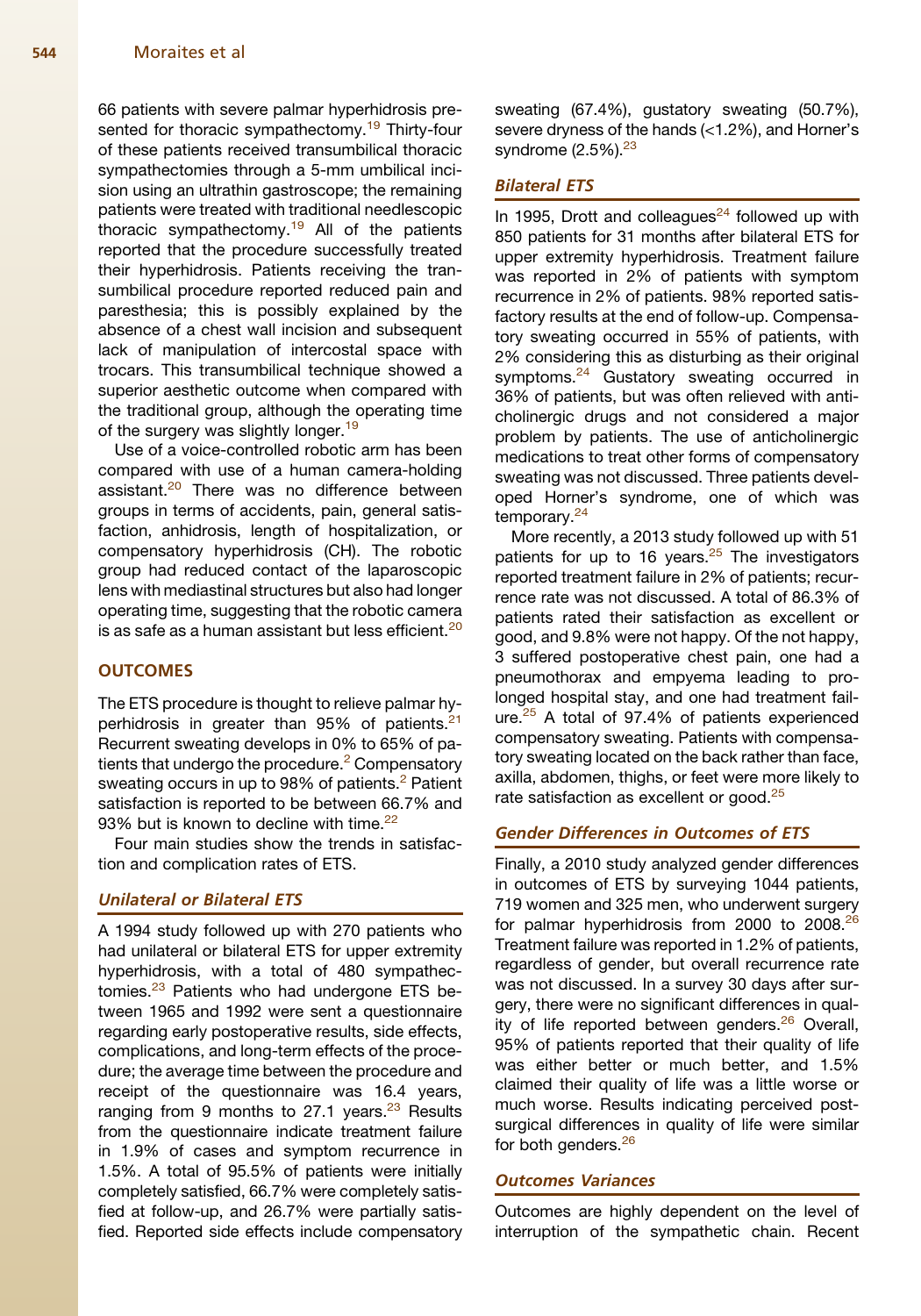66 patients with severe palmar hyperhidrosis presented for thoracic sympathectomy.[19] Thirty-four of these patients received transumbilical thoracic sympathectomies through a 5-mm umbilical incision using an ultrathin gastroscope; the remaining patients were treated with traditional needlescopic thoracic sympathectomy.[19] All of the patients reported that the procedure successfully treated their hyperhidrosis. Patients receiving the transumbilical procedure reported reduced pain and paresthesia; this is possibly explained by the absence of a chest wall incision and subsequent lack of manipulation of intercostal space with trocars. This transumbilical technique showed a superior aesthetic outcome when compared with the traditional group, although the operating time of the surgery was slightly longer.[19]

Use of a voice-controlled robotic arm has been compared with use of a human camera-holding assistant.[20] There was no difference between groups in terms of accidents, pain, general satisfaction, anhidrosis, length of hospitalization, or compensatory hyperhidrosis (CH). The robotic group had reduced contact of the laparoscopic lens with mediastinal structures but also had longer operating time, suggesting that the robotic camera is as safe as a human assistant but less efficient.[20]

## OUTCOMES

The ETS procedure is thought to relieve palmar hyperhidrosis in greater than 95% of patients.[21] Recurrent sweating develops in 0% to 65% of patients that undergo the procedure.[2] Compensatory sweating occurs in up to 98% of patients.[2] Patient satisfaction is reported to be between 66.7% and 93% but is known to decline with time.[22]

Four main studies show the trends in satisfaction and complication rates of ETS.

### *Unilateral or Bilateral ETS*

A 1994 study followed up with 270 patients who had unilateral or bilateral ETS for upper extremity hyperhidrosis, with a total of 480 sympathectomies.[23] Patients who had undergone ETS between 1965 and 1992 were sent a questionnaire regarding early postoperative results, side effects, complications, and long-term effects of the procedure; the average time between the procedure and receipt of the questionnaire was 16.4 years, ranging from 9 months to 27.1 years.[23] Results from the questionnaire indicate treatment failure in 1.9% of cases and symptom recurrence in 1.5%. A total of 95.5% of patients were initially completely satisfied, 66.7% were completely satisfied at follow-up, and 26.7% were partially satisfied. Reported side effects include compensatory sweating (67.4%), gustatory sweating (50.7%), severe dryness of the hands (<1.2%), and Horner's syndrome (2.5%).[23]

### *Bilateral ETS*

In 1995, Drott and colleagues[24] followed up with 850 patients for 31 months after bilateral ETS for upper extremity hyperhidrosis. Treatment failure was reported in 2% of patients with symptom recurrence in 2% of patients. 98% reported satisfactory results at the end of follow-up. Compensatory sweating occurred in 55% of patients, with 2% considering this as disturbing as their original symptoms.[24] Gustatory sweating occurred in 36% of patients, but was often relieved with anticholinergic drugs and not considered a major problem by patients. The use of anticholinergic medications to treat other forms of compensatory sweating was not discussed. Three patients developed Horner's syndrome, one of which was temporary.[24]

More recently, a 2013 study followed up with 51 patients for up to 16 years.[25] The investigators reported treatment failure in 2% of patients; recurrence rate was not discussed. A total of 86.3% of patients rated their satisfaction as excellent or good, and 9.8% were not happy. Of the not happy, 3 suffered postoperative chest pain, one had a pneumothorax and empyema leading to prolonged hospital stay, and one had treatment failure.[25] A total of 97.4% of patients experienced compensatory sweating. Patients with compensatory sweating located on the back rather than face, axilla, abdomen, thighs, or feet were more likely to rate satisfaction as excellent or good.[25]

### *Gender Differences in Outcomes of ETS*

Finally, a 2010 study analyzed gender differences in outcomes of ETS by surveying 1044 patients, 719 women and 325 men, who underwent surgery for palmar hyperhidrosis from 2000 to 2008.[26] Treatment failure was reported in 1.2% of patients, regardless of gender, but overall recurrence rate was not discussed. In a survey 30 days after surgery, there were no significant differences in quality of life reported between genders.[26] Overall, 95% of patients reported that their quality of life was either better or much better, and 1.5% claimed their quality of life was a little worse or much worse. Results indicating perceived postsurgical differences in quality of life were similar for both genders.[26]

### *Outcomes Variances*

Outcomes are highly dependent on the level of interruption of the sympathetic chain. Recent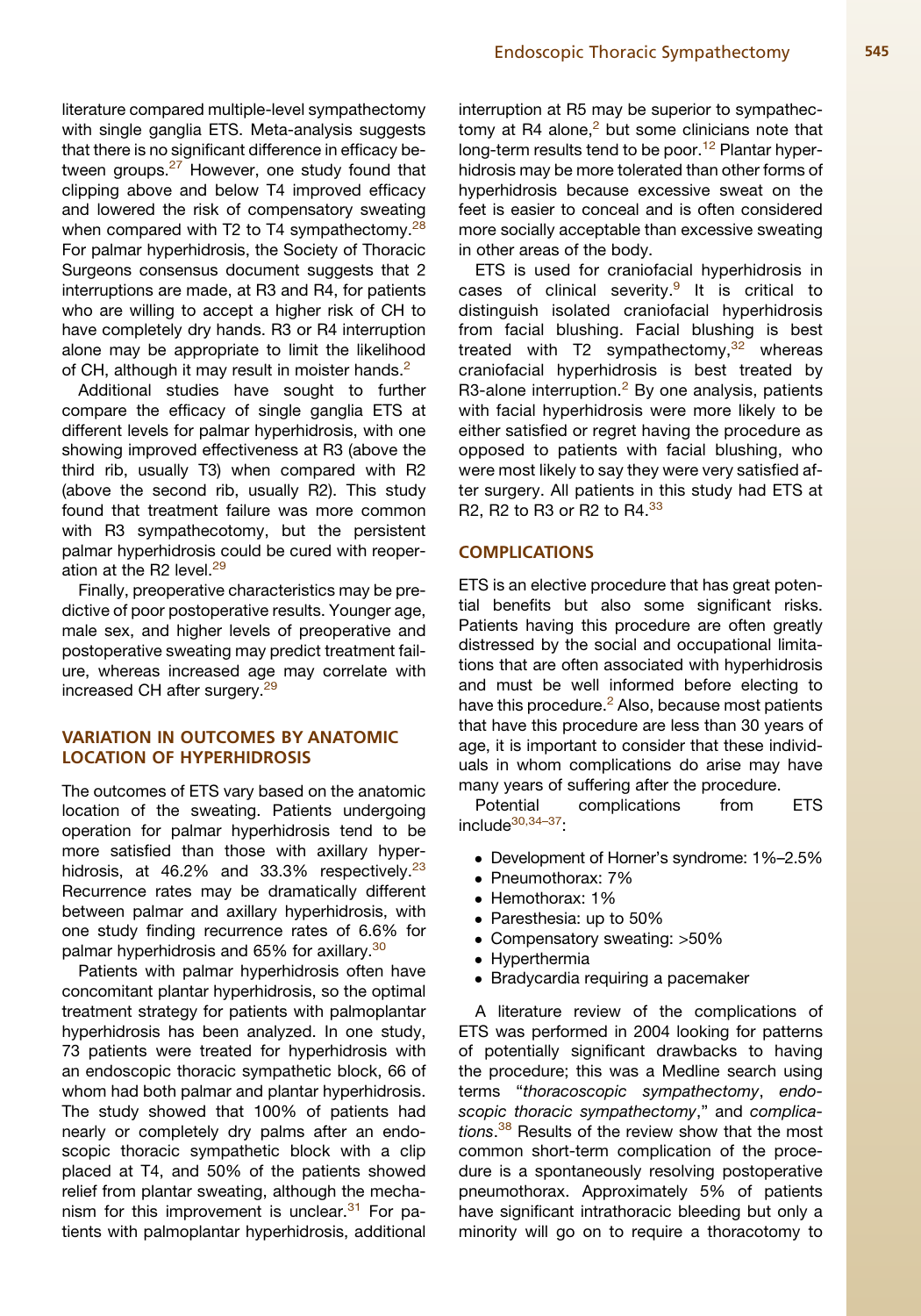literature compared multiple-level sympathectomy with single ganglia ETS. Meta-analysis suggests that there is no significant difference in efficacy between groups.[27] However, one study found that clipping above and below T4 improved efficacy and lowered the risk of compensatory sweating when compared with T2 to T4 sympathectomy.[28] For palmar hyperhidrosis, the Society of Thoracic Surgeons consensus document suggests that 2 interruptions are made, at R3 and R4, for patients who are willing to accept a higher risk of CH to have completely dry hands. R3 or R4 interruption alone may be appropriate to limit the likelihood of CH, although it may result in moister hands.[2]

Additional studies have sought to further compare the efficacy of single ganglia ETS at different levels for palmar hyperhidrosis, with one showing improved effectiveness at R3 (above the third rib, usually T3) when compared with R2 (above the second rib, usually R2). This study found that treatment failure was more common with R3 sympathecotomy, but the persistent palmar hyperhidrosis could be cured with reoperation at the R2 level.[29]

Finally, preoperative characteristics may be predictive of poor postoperative results. Younger age, male sex, and higher levels of preoperative and postoperative sweating may predict treatment failure, whereas increased age may correlate with increased CH after surgery.[29]

## VARIATION IN OUTCOMES BY ANATOMIC LOCATION OF HYPERHIDROSIS

The outcomes of ETS vary based on the anatomic location of the sweating. Patients undergoing operation for palmar hyperhidrosis tend to be more satisfied than those with axillary hyperhidrosis, at 46.2% and 33.3% respectively.[23] Recurrence rates may be dramatically different between palmar and axillary hyperhidrosis, with one study finding recurrence rates of 6.6% for palmar hyperhidrosis and 65% for axillary.[30]

Patients with palmar hyperhidrosis often have concomitant plantar hyperhidrosis, so the optimal treatment strategy for patients with palmoplantar hyperhidrosis has been analyzed. In one study, 73 patients were treated for hyperhidrosis with an endoscopic thoracic sympathetic block, 66 of whom had both palmar and plantar hyperhidrosis. The study showed that 100% of patients had nearly or completely dry palms after an endoscopic thoracic sympathetic block with a clip placed at T4, and 50% of the patients showed relief from plantar sweating, although the mechanism for this improvement is unclear.[31] For patients with palmoplantar hyperhidrosis, additional interruption at R5 may be superior to sympathectomy at R4 alone,[2] but some clinicians note that long-term results tend to be poor.[12] Plantar hyperhidrosis may be more tolerated than other forms of hyperhidrosis because excessive sweat on the feet is easier to conceal and is often considered more socially acceptable than excessive sweating in other areas of the body.

ETS is used for craniofacial hyperhidrosis in cases of clinical severity.[9] It is critical to distinguish isolated craniofacial hyperhidrosis from facial blushing. Facial blushing is best treated with T2 sympathectomy,[32] whereas craniofacial hyperhidrosis is best treated by R3-alone interruption.[2] By one analysis, patients with facial hyperhidrosis were more likely to be either satisfied or regret having the procedure as opposed to patients with facial blushing, who were most likely to say they were very satisfied after surgery. All patients in this study had ETS at R2, R2 to R3 or R2 to R4.[33]

## COMPLICATIONS

ETS is an elective procedure that has great potential benefits but also some significant risks. Patients having this procedure are often greatly distressed by the social and occupational limitations that are often associated with hyperhidrosis and must be well informed before electing to have this procedure.[2] Also, because most patients that have this procedure are less than 30 years of age, it is important to consider that these individuals in whom complications do arise may have many years of suffering after the procedure.

Potential complications from ETS include[30,34–37]:

- Development of Horner's syndrome: 1%–2.5%
- Pneumothorax: 7%
- Hemothorax: 1%
- Paresthesia: up to 50%
- Compensatory sweating: >50%
- Hyperthermia
- Bradycardia requiring a pacemaker

A literature review of the complications of ETS was performed in 2004 looking for patterns of potentially significant drawbacks to having the procedure; this was a Medline search using terms "*thoracoscopic sympathectomy*, *endoscopic thoracic sympathectomy*," and *complications*.[38] Results of the review show that the most common short-term complication of the procedure is a spontaneously resolving postoperative pneumothorax. Approximately 5% of patients have significant intrathoracic bleeding but only a minority will go on to require a thoracotomy to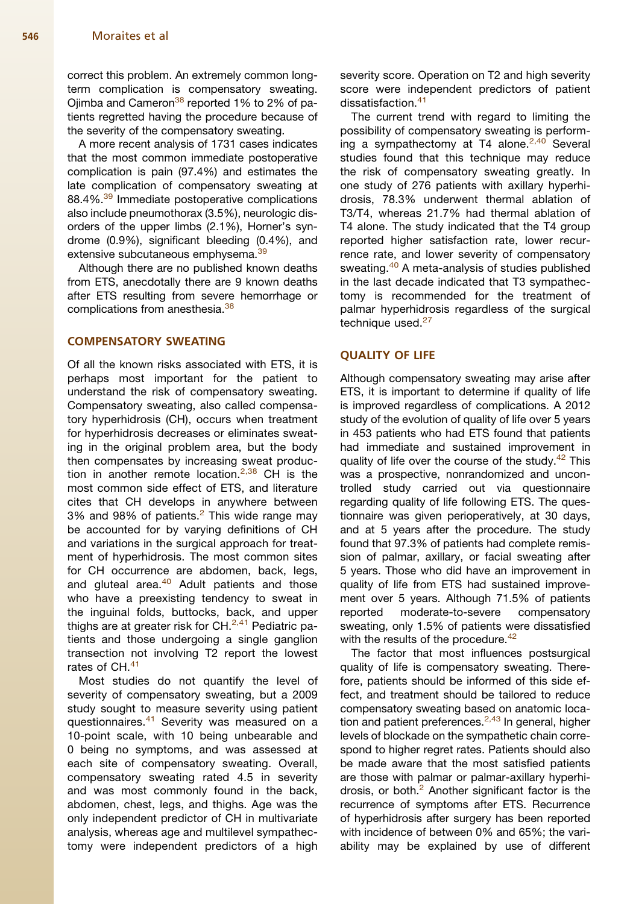correct this problem. An extremely common long-term complication is compensatory sweating. Ojimba and Cameron[38] reported 1% to 2% of patients regretted having the procedure because of the severity of the compensatory sweating.

A more recent analysis of 1731 cases indicates that the most common immediate postoperative complication is pain (97.4%) and estimates the late complication of compensatory sweating at 88.4%.[39] Immediate postoperative complications also include pneumothorax (3.5%), neurologic disorders of the upper limbs (2.1%), Horner's syndrome (0.9%), significant bleeding (0.4%), and extensive subcutaneous emphysema.[39]

Although there are no published known deaths from ETS, anecdotally there are 9 known deaths after ETS resulting from severe hemorrhage or complications from anesthesia.[38]

## COMPENSATORY SWEATING

Of all the known risks associated with ETS, it is perhaps most important for the patient to understand the risk of compensatory sweating. Compensatory sweating, also called compensatory hyperhidrosis (CH), occurs when treatment for hyperhidrosis decreases or eliminates sweating in the original problem area, but the body then compensates by increasing sweat production in another remote location.[2,38] CH is the most common side effect of ETS, and literature cites that CH develops in anywhere between 3% and 98% of patients.[2] This wide range may be accounted for by varying definitions of CH and variations in the surgical approach for treatment of hyperhidrosis. The most common sites for CH occurrence are abdomen, back, legs, and gluteal area.[40] Adult patients and those who have a preexisting tendency to sweat in the inguinal folds, buttocks, back, and upper thighs are at greater risk for CH.[2,41] Pediatric patients and those undergoing a single ganglion transection not involving T2 report the lowest rates of CH.[41]

Most studies do not quantify the level of severity of compensatory sweating, but a 2009 study sought to measure severity using patient questionnaires.[41] Severity was measured on a 10-point scale, with 10 being unbearable and 0 being no symptoms, and was assessed at each site of compensatory sweating. Overall, compensatory sweating rated 4.5 in severity and was most commonly found in the back, abdomen, chest, legs, and thighs. Age was the only independent predictor of CH in multivariate analysis, whereas age and multilevel sympathectomy were independent predictors of a high severity score. Operation on T2 and high severity score were independent predictors of patient dissatisfaction.[41]

The current trend with regard to limiting the possibility of compensatory sweating is performing a sympathectomy at T4 alone.[2,40] Several studies found that this technique may reduce the risk of compensatory sweating greatly. In one study of 276 patients with axillary hyperhidrosis, 78.3% underwent thermal ablation of T3/T4, whereas 21.7% had thermal ablation of T4 alone. The study indicated that the T4 group reported higher satisfaction rate, lower recurrence rate, and lower severity of compensatory sweating.[40] A meta-analysis of studies published in the last decade indicated that T3 sympathectomy is recommended for the treatment of palmar hyperhidrosis regardless of the surgical technique used.[27]

## QUALITY OF LIFE

Although compensatory sweating may arise after ETS, it is important to determine if quality of life is improved regardless of complications. A 2012 study of the evolution of quality of life over 5 years in 453 patients who had ETS found that patients had immediate and sustained improvement in quality of life over the course of the study.[42] This was a prospective, nonrandomized and uncontrolled study carried out via questionnaire regarding quality of life following ETS. The questionnaire was given perioperatively, at 30 days, and at 5 years after the procedure. The study found that 97.3% of patients had complete remission of palmar, axillary, or facial sweating after 5 years. Those who did have an improvement in quality of life from ETS had sustained improvement over 5 years. Although 71.5% of patients reported moderate-to-severe compensatory sweating, only 1.5% of patients were dissatisfied with the results of the procedure.[42]

The factor that most influences postsurgical quality of life is compensatory sweating. Therefore, patients should be informed of this side effect, and treatment should be tailored to reduce compensatory sweating based on anatomic location and patient preferences.[2,43] In general, higher levels of blockade on the sympathetic chain correspond to higher regret rates. Patients should also be made aware that the most satisfied patients are those with palmar or palmar-axillary hyperhidrosis, or both.[2] Another significant factor is the recurrence of symptoms after ETS. Recurrence of hyperhidrosis after surgery has been reported with incidence of between 0% and 65%; the variability may be explained by use of different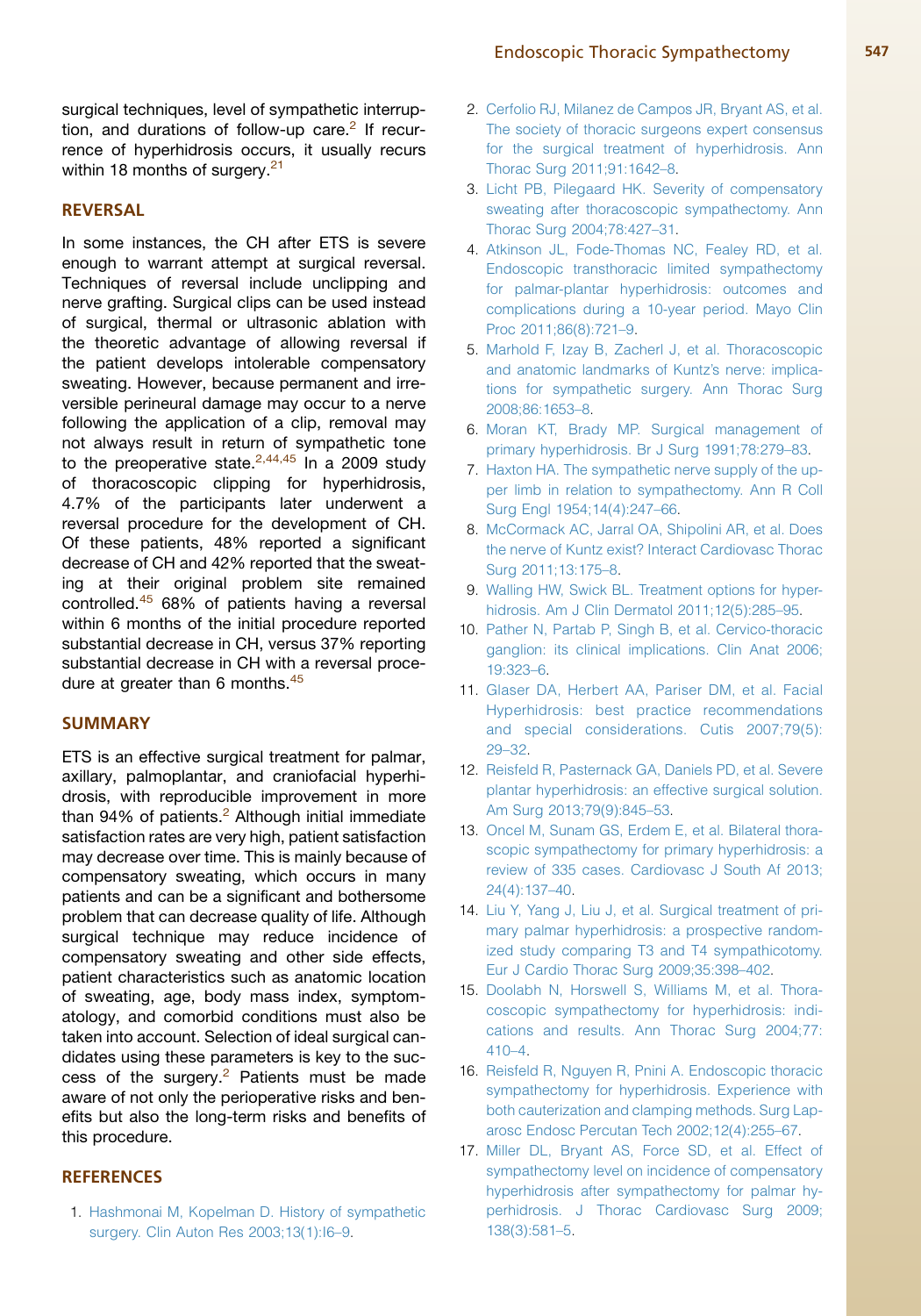surgical techniques, level of sympathetic interruption, and durations of follow-up care.[2] If recurrence of hyperhidrosis occurs, it usually recurs within 18 months of surgery.[21]

## REVERSAL

In some instances, the CH after ETS is severe enough to warrant attempt at surgical reversal. Techniques of reversal include unclipping and nerve grafting. Surgical clips can be used instead of surgical, thermal or ultrasonic ablation with the theoretic advantage of allowing reversal if the patient develops intolerable compensatory sweating. However, because permanent and irreversible perineural damage may occur to a nerve following the application of a clip, removal may not always result in return of sympathetic tone to the preoperative state.[2,44,45] In a 2009 study of thoracoscopic clipping for hyperhidrosis, 4.7% of the participants later underwent a reversal procedure for the development of CH. Of these patients, 48% reported a significant decrease of CH and 42% reported that the sweating at their original problem site remained controlled.[45] 68% of patients having a reversal within 6 months of the initial procedure reported substantial decrease in CH, versus 37% reporting substantial decrease in CH with a reversal procedure at greater than 6 months.[45]

## SUMMARY

ETS is an effective surgical treatment for palmar, axillary, palmoplantar, and craniofacial hyperhidrosis, with reproducible improvement in more than 94% of patients.[2] Although initial immediate satisfaction rates are very high, patient satisfaction may decrease over time. This is mainly because of compensatory sweating, which occurs in many patients and can be a significant and bothersome problem that can decrease quality of life. Although surgical technique may reduce incidence of compensatory sweating and other side effects, patient characteristics such as anatomic location of sweating, age, body mass index, symptomatology, and comorbid conditions must also be taken into account. Selection of ideal surgical candidates using these parameters is key to the success of the surgery.[2] Patients must be made aware of not only the perioperative risks and benefits but also the long-term risks and benefits of this procedure.

## REFERENCES

1. Hashmonai M, Kopelman D. History of sympathetic surgery. Clin Auton Res 2003;13(1):I6–9.
2. Cerfolio RJ, Milanez de Campos JR, Bryant AS, et al. The society of thoracic surgeons expert consensus for the surgical treatment of hyperhidrosis. Ann Thorac Surg 2011;91:1642–8.
3. Licht PB, Pilegaard HK. Severity of compensatory sweating after thoracoscopic sympathectomy. Ann Thorac Surg 2004;78:427–31.
4. Atkinson JL, Fode-Thomas NC, Fealey RD, et al. Endoscopic transthoracic limited sympathectomy for palmar-plantar hyperhidrosis: outcomes and complications during a 10-year period. Mayo Clin Proc 2011;86(8):721–9.
5. Marhold F, Izay B, Zacherl J, et al. Thoracoscopic and anatomic landmarks of Kuntz's nerve: implications for sympathetic surgery. Ann Thorac Surg 2008;86:1653–8.
6. Moran KT, Brady MP. Surgical management of primary hyperhidrosis. Br J Surg 1991;78:279–83.
7. Haxton HA. The sympathetic nerve supply of the upper limb in relation to sympathectomy. Ann R Coll Surg Engl 1954;14(4):247–66.
8. McCormack AC, Jarral OA, Shipolini AR, et al. Does the nerve of Kuntz exist? Interact Cardiovasc Thorac Surg 2011;13:175–8.
9. Walling HW, Swick BL. Treatment options for hyperhidrosis. Am J Clin Dermatol 2011;12(5):285–95.
10. Pather N, Partab P, Singh B, et al. Cervico-thoracic ganglion: its clinical implications. Clin Anat 2006; 19:323–6.
11. Glaser DA, Herbert AA, Pariser DM, et al. Facial Hyperhidrosis: best practice recommendations and special considerations. Cutis 2007;79(5): 29–32.
12. Reisfeld R, Pasternack GA, Daniels PD, et al. Severe plantar hyperhidrosis: an effective surgical solution. Am Surg 2013;79(9):845–53.
13. Oncel M, Sunam GS, Erdem E, et al. Bilateral thoracoscopic sympathectomy for primary hyperhidrosis: a review of 335 cases. Cardiovasc J South Af 2013; 24(4):137–40.
14. Liu Y, Yang J, Liu J, et al. Surgical treatment of primary palmar hyperhidrosis: a prospective randomized study comparing T3 and T4 sympathicotomy. Eur J Cardio Thorac Surg 2009;35:398–402.
15. Doolabh N, Horswell S, Williams M, et al. Thoracoscopic sympathectomy for hyperhidrosis: indications and results. Ann Thorac Surg 2004;77: 410–4.
16. Reisfeld R, Nguyen R, Pnini A. Endoscopic thoracic sympathectomy for hyperhidrosis. Experience with both cauterization and clamping methods. Surg Laparosc Endosc Percutan Tech 2002;12(4):255–67.
17. Miller DL, Bryant AS, Force SD, et al. Effect of sympathectomy level on incidence of compensatory hyperhidrosis after sympathectomy for palmar hyperhidrosis. J Thorac Cardiovasc Surg 2009; 138(3):581–5.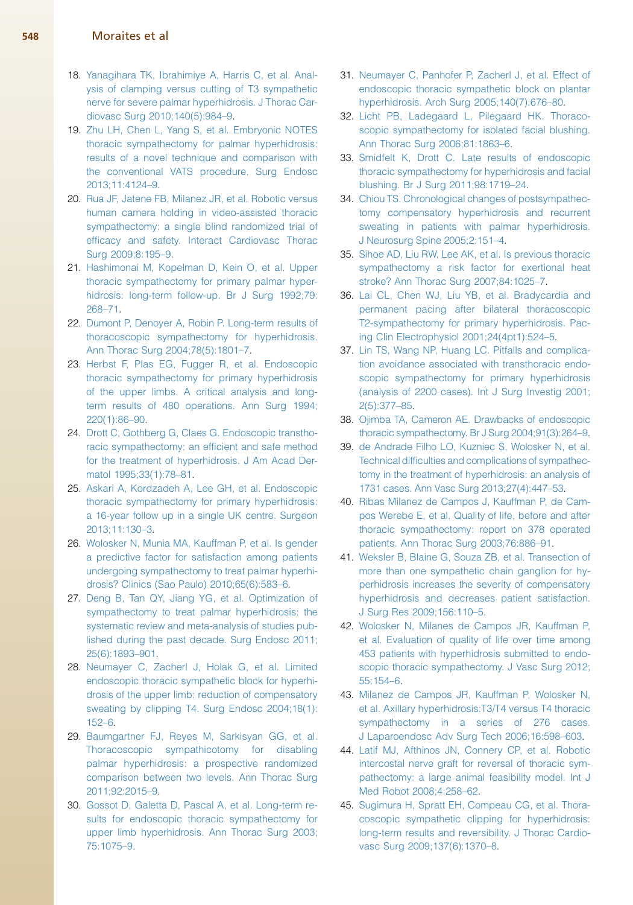18. Yanagihara TK, Ibrahimiye A, Harris C, et al. Analysis of clamping versus cutting of T3 sympathetic nerve for severe palmar hyperhidrosis. J Thorac Cardiovasc Surg 2010;140(5):984–9.
19. Zhu LH, Chen L, Yang S, et al. Embryonic NOTES thoracic sympathectomy for palmar hyperhidrosis: results of a novel technique and comparison with the conventional VATS procedure. Surg Endosc 2013;11:4124–9.
20. Rua JF, Jatene FB, Milanez JR, et al. Robotic versus human camera holding in video-assisted thoracic sympathectomy: a single blind randomized trial of efficacy and safety. Interact Cardiovasc Thorac Surg 2009;8:195–9.
21. Hashimonai M, Kopelman D, Kein O, et al. Upper thoracic sympathectomy for primary palmar hyperhidrosis: long-term follow-up. Br J Surg 1992;79: 268–71.
22. Dumont P, Denoyer A, Robin P. Long-term results of thoracoscopic sympathectomy for hyperhidrosis. Ann Thorac Surg 2004;78(5):1801–7.
23. Herbst F, Plas EG, Fugger R, et al. Endoscopic thoracic sympathectomy for primary hyperhidrosis of the upper limbs. A critical analysis and long-term results of 480 operations. Ann Surg 1994; 220(1):86–90.
24. Drott C, Gothberg G, Claes G. Endoscopic transthoracic sympathectomy: an efficient and safe method for the treatment of hyperhidrosis. J Am Acad Dermatol 1995;33(1):78–81.
25. Askari A, Kordzadeh A, Lee GH, et al. Endoscopic thoracic sympathectomy for primary hyperhidrosis: a 16-year follow up in a single UK centre. Surgeon 2013;11:130–3.
26. Wolosker N, Munia MA, Kauffman P, et al. Is gender a predictive factor for satisfaction among patients undergoing sympathectomy to treat palmar hyperhidrosis? Clinics (Sao Paulo) 2010;65(6):583–6.
27. Deng B, Tan QY, Jiang YG, et al. Optimization of sympathectomy to treat palmar hyperhidrosis: the systematic review and meta-analysis of studies published during the past decade. Surg Endosc 2011; 25(6):1893–901.
28. Neumayer C, Zacherl J, Holak G, et al. Limited endoscopic thoracic sympathetic block for hyperhidrosis of the upper limb: reduction of compensatory sweating by clipping T4. Surg Endosc 2004;18(1): 152–6.
29. Baumgartner FJ, Reyes M, Sarkisyan GG, et al. Thoracoscopic sympathicotomy for disabling palmar hyperhidrosis: a prospective randomized comparison between two levels. Ann Thorac Surg 2011;92:2015–9.
30. Gossot D, Galetta D, Pascal A, et al. Long-term results for endoscopic thoracic sympathectomy for upper limb hyperhidrosis. Ann Thorac Surg 2003; 75:1075–9.
31. Neumayer C, Panhofer P, Zacherl J, et al. Effect of endoscopic thoracic sympathetic block on plantar hyperhidrosis. Arch Surg 2005;140(7):676–80.
32. Licht PB, Ladegaard L, Pilegaard HK. Thoracoscopic sympathectomy for isolated facial blushing. Ann Thorac Surg 2006;81:1863–6.
33. Smidfelt K, Drott C. Late results of endoscopic thoracic sympathectomy for hyperhidrosis and facial blushing. Br J Surg 2011;98:1719–24.
34. Chiou TS. Chronological changes of postsympathectomy compensatory hyperhidrosis and recurrent sweating in patients with palmar hyperhidrosis. J Neurosurg Spine 2005;2:151–4.
35. Sihoe AD, Liu RW, Lee AK, et al. Is previous thoracic sympathectomy a risk factor for exertional heat stroke? Ann Thorac Surg 2007;84:1025–7.
36. Lai CL, Chen WJ, Liu YB, et al. Bradycardia and permanent pacing after bilateral thoracoscopic T2-sympathectomy for primary hyperhidrosis. Pacing Clin Electrophysiol 2001;24(4pt1):524–5.
37. Lin TS, Wang NP, Huang LC. Pitfalls and complication avoidance associated with transthoracic endoscopic sympathectomy for primary hyperhidrosis (analysis of 2200 cases). Int J Surg Investig 2001; 2(5):377–85.
38. Ojimba TA, Cameron AE. Drawbacks of endoscopic thoracic sympathectomy. Br J Surg 2004;91(3):264–9.
39. de Andrade Filho LO, Kuzniec S, Wolosker N, et al. Technical difficulties and complications of sympathectomy in the treatment of hyperhidrosis: an analysis of 1731 cases. Ann Vasc Surg 2013;27(4):447–53.
40. Ribas Milanez de Campos J, Kauffman P, de Campos Werebe E, et al. Quality of life, before and after thoracic sympathectomy: report on 378 operated patients. Ann Thorac Surg 2003;76:886–91.
41. Weksler B, Blaine G, Souza ZB, et al. Transection of more than one sympathetic chain ganglion for hyperhidrosis increases the severity of compensatory hyperhidrosis and decreases patient satisfaction. J Surg Res 2009;156:110–5.
42. Wolosker N, Milanes de Campos JR, Kauffman P, et al. Evaluation of quality of life over time among 453 patients with hyperhidrosis submitted to endoscopic thoracic sympathectomy. J Vasc Surg 2012; 55:154–6.
43. Milanez de Campos JR, Kauffman P, Wolosker N, et al. Axillary hyperhidrosis:T3/T4 versus T4 thoracic sympathectomy in a series of 276 cases. J Laparoendosc Adv Surg Tech 2006;16:598–603.
44. Latif MJ, Afthinos JN, Connery CP, et al. Robotic intercostal nerve graft for reversal of thoracic sympathectomy: a large animal feasibility model. Int J Med Robot 2008;4:258–62.
45. Sugimura H, Spratt EH, Compeau CG, et al. Thoracoscopic sympathetic clipping for hyperhidrosis: long-term results and reversibility. J Thorac Cardiovasc Surg 2009;137(6):1370–8.